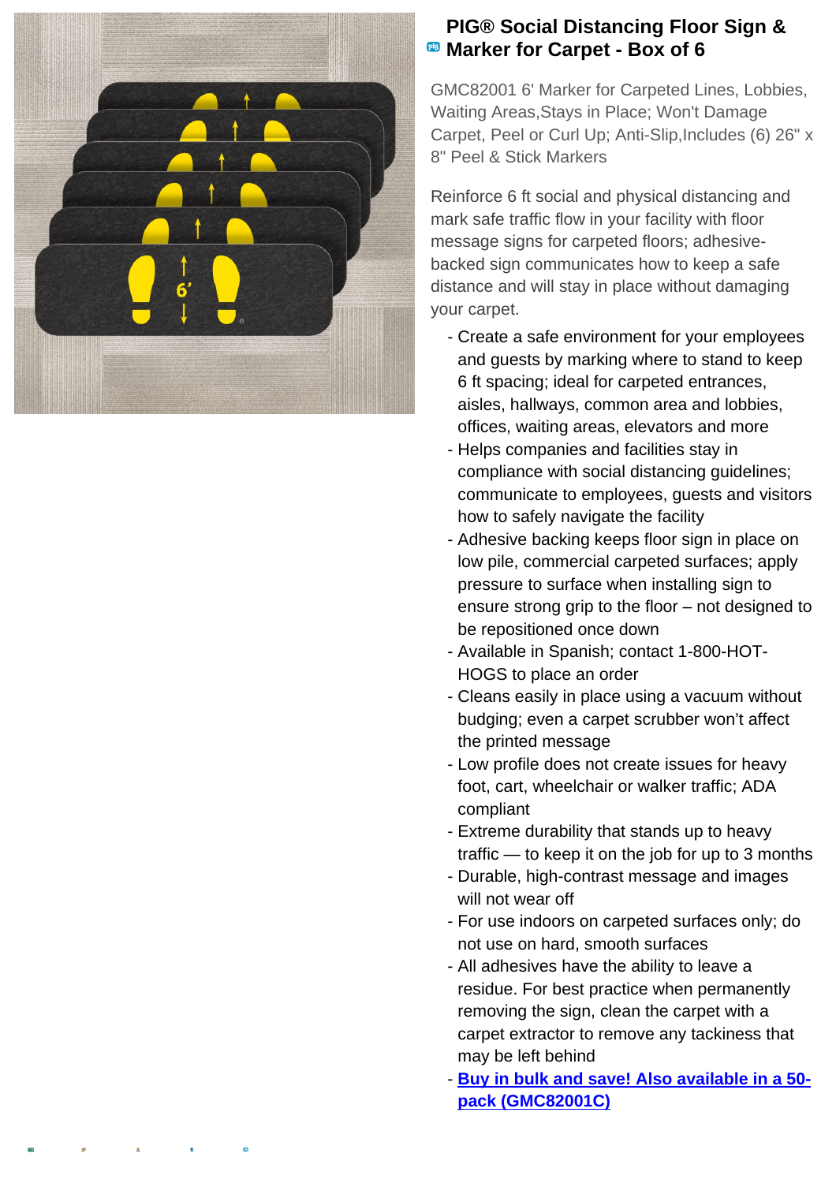# PIG® Social Distancing Floor Sign & Marker for Carpet - Box of 6

GMC82001 6' Marker for Carpeted Lines, Lobbies, Waiting Areas,Stays in Place; Won't Damage Carpet, Peel or Curl Up; Anti-Slip,Includes (6) 26" x 8" Peel & Stick Markers

Reinforce 6 ft social and physical distancing and mark safe traffic flow in your facility with floor message signs for carpeted floors; adhesive-backed sign communicates how to keep a safe distance and will stay in place without damaging your carpet.

- Create a safe environment for your employees and guests by marking where to stand to keep 6 ft spacing; ideal for carpeted entrances, aisles, hallways, common area and lobbies, offices, waiting areas, elevators and more
- Helps companies and facilities stay in compliance with social distancing guidelines; communicate to employees, guests and visitors how to safely navigate the facility
- Adhesive backing keeps floor sign in place on low pile, commercial carpeted surfaces; apply pressure to surface when installing sign to ensure strong grip to the floor – not designed to be repositioned once down
- Available in Spanish; contact 1-800-HOT-HOGS to place an order
- Cleans easily in place using a vacuum without budging; even a carpet scrubber won't affect the printed message
- Low profile does not create issues for heavy foot, cart, wheelchair or walker traffic; ADA compliant
- Extreme durability that stands up to heavy traffic — to keep it on the job for up to 3 months
- Durable, high-contrast message and images will not wear off
- For use indoors on carpeted surfaces only; do not use on hard, smooth surfaces
- All adhesives have the ability to leave a residue. For best practice when permanently removing the sign, clean the carpet with a carpet extractor to remove any tackiness that may be left behind
- **Buy in bulk and save! Also available in a 50-pack (GMC82001C)**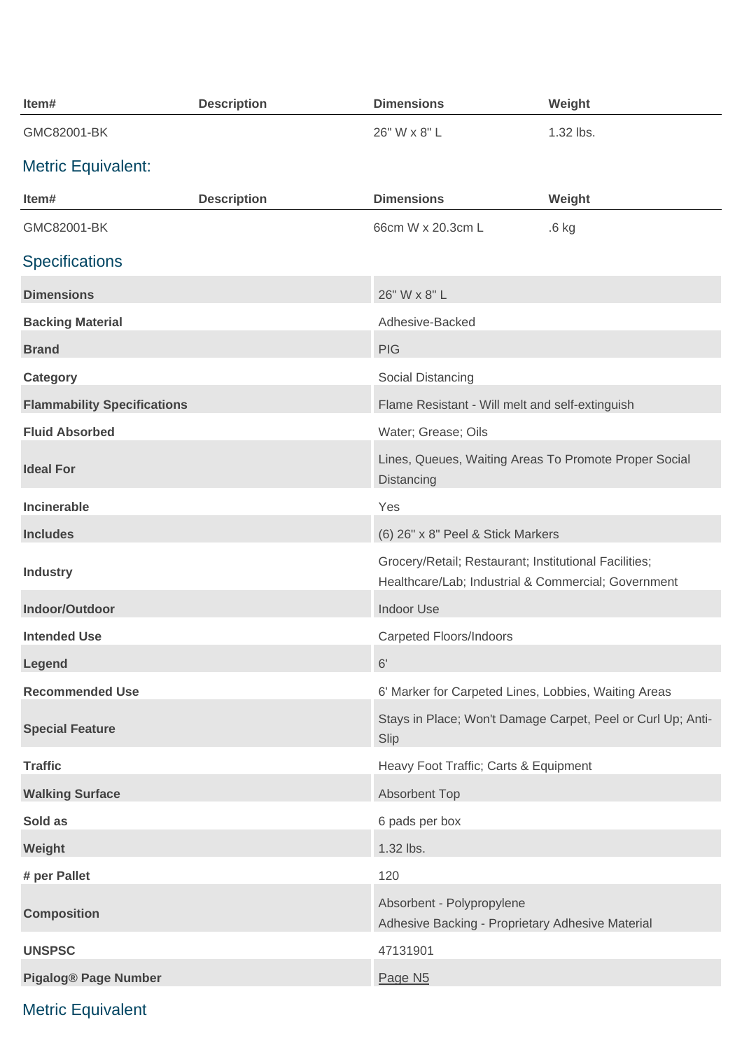| Item# | Description | Dimensions | Weight |
| --- | --- | --- | --- |
| GMC82001-BK | | 26" W x 8" L | 1.32 lbs. |

## Metric Equivalent:

| Item# | Description | Dimensions | Weight |
| --- | --- | --- | --- |
| GMC82001-BK | | 66cm W x 20.3cm L | .6 kg |

## Specifications

| | |
| --- | --- |
| **Dimensions** | 26" W x 8" L |
| **Backing Material** | Adhesive-Backed |
| **Brand** | PIG |
| **Category** | Social Distancing |
| **Flammability Specifications** | Flame Resistant - Will melt and self-extinguish |
| **Fluid Absorbed** | Water; Grease; Oils |
| **Ideal For** | Lines, Queues, Waiting Areas To Promote Proper Social Distancing |
| **Incinerable** | Yes |
| **Includes** | (6) 26" x 8" Peel & Stick Markers |
| **Industry** | Grocery/Retail; Restaurant; Institutional Facilities; Healthcare/Lab; Industrial & Commercial; Government |
| **Indoor/Outdoor** | Indoor Use |
| **Intended Use** | Carpeted Floors/Indoors |
| **Legend** | 6' |
| **Recommended Use** | 6' Marker for Carpeted Lines, Lobbies, Waiting Areas |
| **Special Feature** | Stays in Place; Won't Damage Carpet, Peel or Curl Up; Anti-Slip |
| **Traffic** | Heavy Foot Traffic; Carts & Equipment |
| **Walking Surface** | Absorbent Top |
| **Sold as** | 6 pads per box |
| **Weight** | 1.32 lbs. |
| **# per Pallet** | 120 |
| **Composition** | Absorbent - Polypropylene<br>Adhesive Backing - Proprietary Adhesive Material |
| **UNSPSC** | 47131901 |
| **Pigalog® Page Number** | Page N5 |

## Metric Equivalent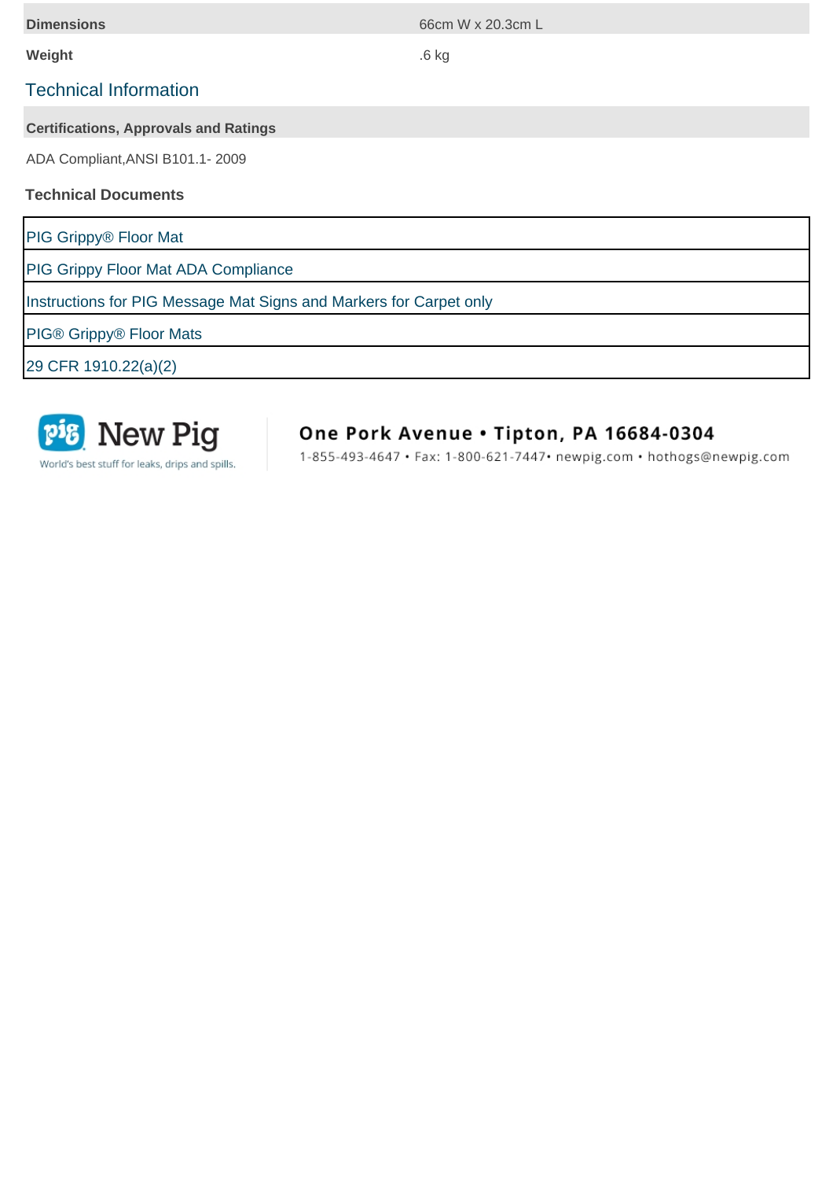| | |
|---|---|
| **Dimensions** | 66cm W x 20.3cm L |
| **Weight** | .6 kg |

## Technical Information

**Certifications, Approvals and Ratings**

ADA Compliant,ANSI B101.1- 2009

**Technical Documents**

| |
|---|
| PIG Grippy® Floor Mat |
| PIG Grippy Floor Mat ADA Compliance |
| Instructions for PIG Message Mat Signs and Markers for Carpet only |
| PIG® Grippy® Floor Mats |
| 29 CFR 1910.22(a)(2) |

New Pig

World's best stuff for leaks, drips and spills.

**One Pork Avenue • Tipton, PA 16684-0304**

1-855-493-4647 • Fax: 1-800-621-7447• newpig.com • hothogs@newpig.com